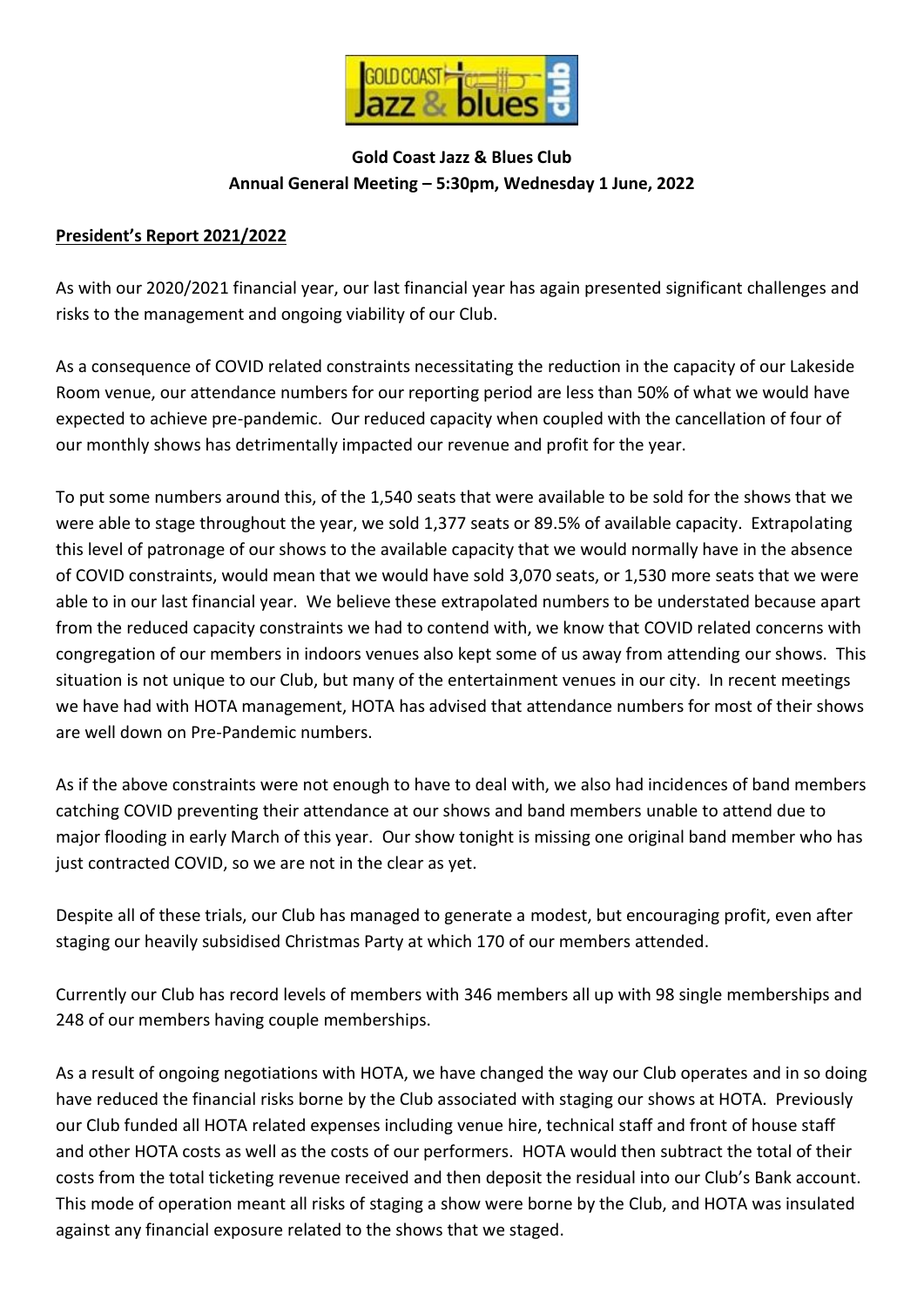**Gold Coast Jazz & Blues Club**
**Annual General Meeting – 5:30pm, Wednesday 1 June, 2022**

**President's Report 2021/2022**

As with our 2020/2021 financial year, our last financial year has again presented significant challenges and risks to the management and ongoing viability of our Club.

As a consequence of COVID related constraints necessitating the reduction in the capacity of our Lakeside Room venue, our attendance numbers for our reporting period are less than 50% of what we would have expected to achieve pre-pandemic. Our reduced capacity when coupled with the cancellation of four of our monthly shows has detrimentally impacted our revenue and profit for the year.

To put some numbers around this, of the 1,540 seats that were available to be sold for the shows that we were able to stage throughout the year, we sold 1,377 seats or 89.5% of available capacity. Extrapolating this level of patronage of our shows to the available capacity that we would normally have in the absence of COVID constraints, would mean that we would have sold 3,070 seats, or 1,530 more seats that we were able to in our last financial year. We believe these extrapolated numbers to be understated because apart from the reduced capacity constraints we had to contend with, we know that COVID related concerns with congregation of our members in indoors venues also kept some of us away from attending our shows. This situation is not unique to our Club, but many of the entertainment venues in our city. In recent meetings we have had with HOTA management, HOTA has advised that attendance numbers for most of their shows are well down on Pre-Pandemic numbers.

As if the above constraints were not enough to have to deal with, we also had incidences of band members catching COVID preventing their attendance at our shows and band members unable to attend due to major flooding in early March of this year. Our show tonight is missing one original band member who has just contracted COVID, so we are not in the clear as yet.

Despite all of these trials, our Club has managed to generate a modest, but encouraging profit, even after staging our heavily subsidised Christmas Party at which 170 of our members attended.

Currently our Club has record levels of members with 346 members all up with 98 single memberships and 248 of our members having couple memberships.

As a result of ongoing negotiations with HOTA, we have changed the way our Club operates and in so doing have reduced the financial risks borne by the Club associated with staging our shows at HOTA. Previously our Club funded all HOTA related expenses including venue hire, technical staff and front of house staff and other HOTA costs as well as the costs of our performers. HOTA would then subtract the total of their costs from the total ticketing revenue received and then deposit the residual into our Club's Bank account. This mode of operation meant all risks of staging a show were borne by the Club, and HOTA was insulated against any financial exposure related to the shows that we staged.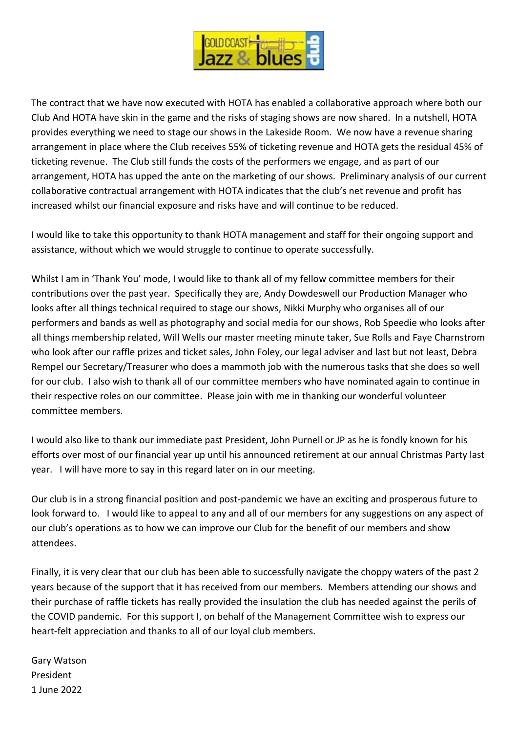The contract that we have now executed with HOTA has enabled a collaborative approach where both our Club And HOTA have skin in the game and the risks of staging shows are now shared. In a nutshell, HOTA provides everything we need to stage our shows in the Lakeside Room. We now have a revenue sharing arrangement in place where the Club receives 55% of ticketing revenue and HOTA gets the residual 45% of ticketing revenue. The Club still funds the costs of the performers we engage, and as part of our arrangement, HOTA has upped the ante on the marketing of our shows. Preliminary analysis of our current collaborative contractual arrangement with HOTA indicates that the club's net revenue and profit has increased whilst our financial exposure and risks have and will continue to be reduced.

I would like to take this opportunity to thank HOTA management and staff for their ongoing support and assistance, without which we would struggle to continue to operate successfully.

Whilst I am in 'Thank You' mode, I would like to thank all of my fellow committee members for their contributions over the past year. Specifically they are, Andy Dowdeswell our Production Manager who looks after all things technical required to stage our shows, Nikki Murphy who organises all of our performers and bands as well as photography and social media for our shows, Rob Speedie who looks after all things membership related, Will Wells our master meeting minute taker, Sue Rolls and Faye Charnstrom who look after our raffle prizes and ticket sales, John Foley, our legal adviser and last but not least, Debra Rempel our Secretary/Treasurer who does a mammoth job with the numerous tasks that she does so well for our club. I also wish to thank all of our committee members who have nominated again to continue in their respective roles on our committee. Please join with me in thanking our wonderful volunteer committee members.

I would also like to thank our immediate past President, John Purnell or JP as he is fondly known for his efforts over most of our financial year up until his announced retirement at our annual Christmas Party last year. I will have more to say in this regard later on in our meeting.

Our club is in a strong financial position and post-pandemic we have an exciting and prosperous future to look forward to. I would like to appeal to any and all of our members for any suggestions on any aspect of our club's operations as to how we can improve our Club for the benefit of our members and show attendees.

Finally, it is very clear that our club has been able to successfully navigate the choppy waters of the past 2 years because of the support that it has received from our members. Members attending our shows and their purchase of raffle tickets has really provided the insulation the club has needed against the perils of the COVID pandemic. For this support I, on behalf of the Management Committee wish to express our heart-felt appreciation and thanks to all of our loyal club members.

Gary Watson
President
1 June 2022